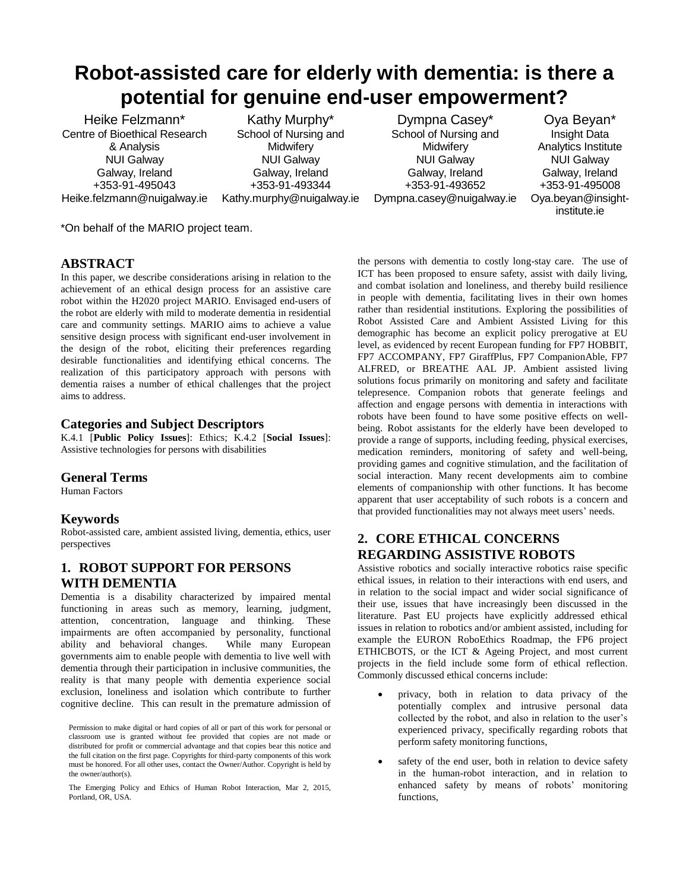# Robot-assisted care for elderly with dementia: is there a potential for genuine end-user empowerment?

Heike Felzmann*
Centre of Bioethical Research & Analysis
NUI Galway
Galway, Ireland
+353-91-495043
Heike.felzmann@nuigalway.ie

Kathy Murphy*
School of Nursing and Midwifery
NUI Galway
Galway, Ireland
+353-91-493344
Kathy.murphy@nuigalway.ie

Dympna Casey*
School of Nursing and Midwifery
NUI Galway
Galway, Ireland
+353-91-493652
Dympna.casey@nuigalway.ie

Oya Beyan*
Insight Data Analytics Institute
NUI Galway
Galway, Ireland
+353-91-495008
Oya.beyan@insight-institute.ie

*On behalf of the MARIO project team.

## ABSTRACT

In this paper, we describe considerations arising in relation to the achievement of an ethical design process for an assistive care robot within the H2020 project MARIO. Envisaged end-users of the robot are elderly with mild to moderate dementia in residential care and community settings. MARIO aims to achieve a value sensitive design process with significant end-user involvement in the design of the robot, eliciting their preferences regarding desirable functionalities and identifying ethical concerns. The realization of this participatory approach with persons with dementia raises a number of ethical challenges that the project aims to address.

## Categories and Subject Descriptors

K.4.1 [**Public Policy Issues**]: Ethics; K.4.2 [**Social Issues**]: Assistive technologies for persons with disabilities

## General Terms

Human Factors

## Keywords

Robot-assisted care, ambient assisted living, dementia, ethics, user perspectives

## 1. ROBOT SUPPORT FOR PERSONS WITH DEMENTIA

Dementia is a disability characterized by impaired mental functioning in areas such as memory, learning, judgment, attention, concentration, language and thinking. These impairments are often accompanied by personality, functional ability and behavioral changes. While many European governments aim to enable people with dementia to live well with dementia through their participation in inclusive communities, the reality is that many people with dementia experience social exclusion, loneliness and isolation which contribute to further cognitive decline. This can result in the premature admission of the persons with dementia to costly long-stay care. The use of ICT has been proposed to ensure safety, assist with daily living, and combat isolation and loneliness, and thereby build resilience in people with dementia, facilitating lives in their own homes rather than residential institutions. Exploring the possibilities of Robot Assisted Care and Ambient Assisted Living for this demographic has become an explicit policy prerogative at EU level, as evidenced by recent European funding for FP7 HOBBIT, FP7 ACCOMPANY, FP7 GiraffPlus, FP7 CompanionAble, FP7 ALFRED, or BREATHE AAL JP. Ambient assisted living solutions focus primarily on monitoring and safety and facilitate telepresence. Companion robots that generate feelings and affection and engage persons with dementia in interactions with robots have been found to have some positive effects on well-being. Robot assistants for the elderly have been developed to provide a range of supports, including feeding, physical exercises, medication reminders, monitoring of safety and well-being, providing games and cognitive stimulation, and the facilitation of social interaction. Many recent developments aim to combine elements of companionship with other functions. It has become apparent that user acceptability of such robots is a concern and that provided functionalities may not always meet users' needs.

Permission to make digital or hard copies of all or part of this work for personal or classroom use is granted without fee provided that copies are not made or distributed for profit or commercial advantage and that copies bear this notice and the full citation on the first page. Copyrights for third-party components of this work must be honored. For all other uses, contact the Owner/Author. Copyright is held by the owner/author(s).

The Emerging Policy and Ethics of Human Robot Interaction, Mar 2, 2015, Portland, OR, USA.

## 2. CORE ETHICAL CONCERNS REGARDING ASSISTIVE ROBOTS

Assistive robotics and socially interactive robotics raise specific ethical issues, in relation to their interactions with end users, and in relation to the social impact and wider social significance of their use, issues that have increasingly been discussed in the literature. Past EU projects have explicitly addressed ethical issues in relation to robotics and/or ambient assisted, including for example the EURON RoboEthics Roadmap, the FP6 project ETHICBOTS, or the ICT & Ageing Project, and most current projects in the field include some form of ethical reflection. Commonly discussed ethical concerns include:

- privacy, both in relation to data privacy of the potentially complex and intrusive personal data collected by the robot, and also in relation to the user's experienced privacy, specifically regarding robots that perform safety monitoring functions,
- safety of the end user, both in relation to device safety in the human-robot interaction, and in relation to enhanced safety by means of robots' monitoring functions,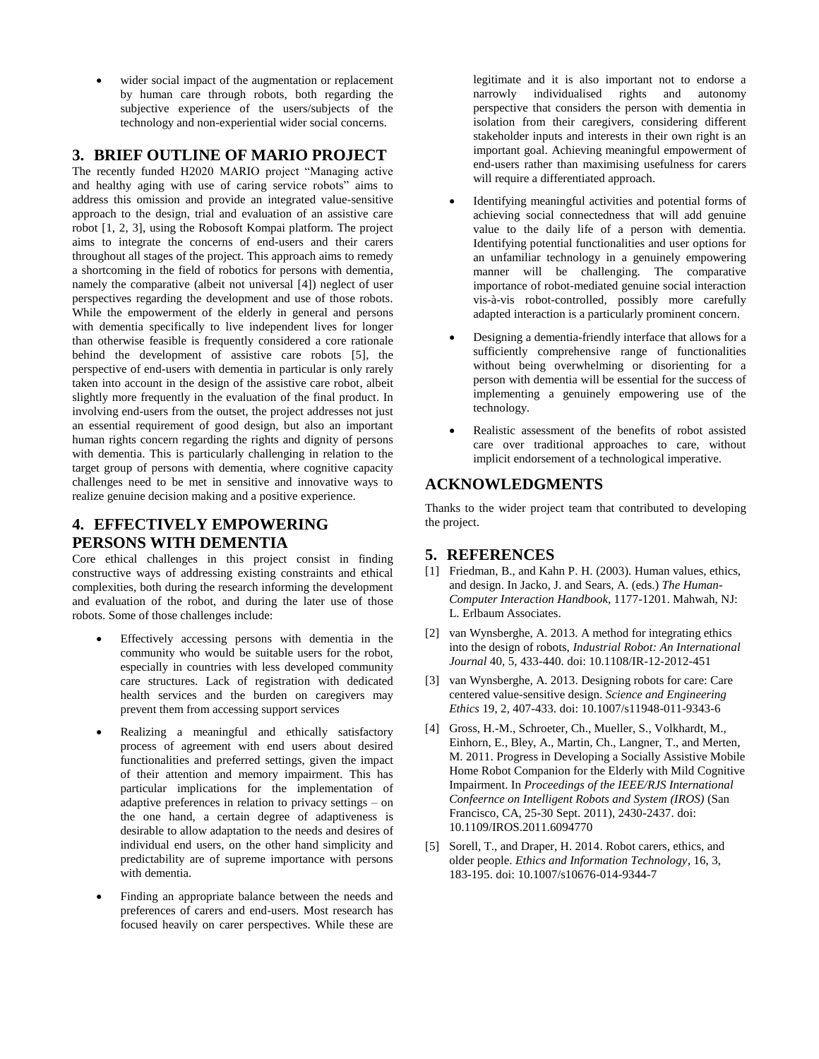- wider social impact of the augmentation or replacement by human care through robots, both regarding the subjective experience of the users/subjects of the technology and non-experiential wider social concerns.

## 3. BRIEF OUTLINE OF MARIO PROJECT

The recently funded H2020 MARIO project "Managing active and healthy aging with use of caring service robots" aims to address this omission and provide an integrated value-sensitive approach to the design, trial and evaluation of an assistive care robot [1, 2, 3], using the Robosoft Kompai platform. The project aims to integrate the concerns of end-users and their carers throughout all stages of the project. This approach aims to remedy a shortcoming in the field of robotics for persons with dementia, namely the comparative (albeit not universal [4]) neglect of user perspectives regarding the development and use of those robots. While the empowerment of the elderly in general and persons with dementia specifically to live independent lives for longer than otherwise feasible is frequently considered a core rationale behind the development of assistive care robots [5], the perspective of end-users with dementia in particular is only rarely taken into account in the design of the assistive care robot, albeit slightly more frequently in the evaluation of the final product. In involving end-users from the outset, the project addresses not just an essential requirement of good design, but also an important human rights concern regarding the rights and dignity of persons with dementia. This is particularly challenging in relation to the target group of persons with dementia, where cognitive capacity challenges need to be met in sensitive and innovative ways to realize genuine decision making and a positive experience.

## 4. EFFECTIVELY EMPOWERING PERSONS WITH DEMENTIA

Core ethical challenges in this project consist in finding constructive ways of addressing existing constraints and ethical complexities, both during the research informing the development and evaluation of the robot, and during the later use of those robots. Some of those challenges include:

- Effectively accessing persons with dementia in the community who would be suitable users for the robot, especially in countries with less developed community care structures. Lack of registration with dedicated health services and the burden on caregivers may prevent them from accessing support services

- Realizing a meaningful and ethically satisfactory process of agreement with end users about desired functionalities and preferred settings, given the impact of their attention and memory impairment. This has particular implications for the implementation of adaptive preferences in relation to privacy settings – on the one hand, a certain degree of adaptiveness is desirable to allow adaptation to the needs and desires of individual end users, on the other hand simplicity and predictability are of supreme importance with persons with dementia.

- Finding an appropriate balance between the needs and preferences of carers and end-users. Most research has focused heavily on carer perspectives. While these are legitimate and it is also important not to endorse a narrowly individualised rights and autonomy perspective that considers the person with dementia in isolation from their caregivers, considering different stakeholder inputs and interests in their own right is an important goal. Achieving meaningful empowerment of end-users rather than maximising usefulness for carers will require a differentiated approach.

- Identifying meaningful activities and potential forms of achieving social connectedness that will add genuine value to the daily life of a person with dementia. Identifying potential functionalities and user options for an unfamiliar technology in a genuinely empowering manner will be challenging. The comparative importance of robot-mediated genuine social interaction vis-à-vis robot-controlled, possibly more carefully adapted interaction is a particularly prominent concern.

- Designing a dementia-friendly interface that allows for a sufficiently comprehensive range of functionalities without being overwhelming or disorienting for a person with dementia will be essential for the success of implementing a genuinely empowering use of the technology.

- Realistic assessment of the benefits of robot assisted care over traditional approaches to care, without implicit endorsement of a technological imperative.

## ACKNOWLEDGMENTS

Thanks to the wider project team that contributed to developing the project.

## 5. REFERENCES

[1] Friedman, B., and Kahn P. H. (2003). Human values, ethics, and design. In Jacko, J. and Sears, A. (eds.) *The Human-Computer Interaction Handbook*, 1177-1201. Mahwah, NJ: L. Erlbaum Associates.

[2] van Wynsberghe, A. 2013. A method for integrating ethics into the design of robots, *Industrial Robot: An International Journal* 40, 5, 433-440. doi: 10.1108/IR-12-2012-451

[3] van Wynsberghe, A. 2013. Designing robots for care: Care centered value-sensitive design. *Science and Engineering Ethics* 19, 2, 407-433. doi: 10.1007/s11948-011-9343-6

[4] Gross, H.-M., Schroeter, Ch., Mueller, S., Volkhardt, M., Einhorn, E., Bley, A., Martin, Ch., Langner, T., and Merten, M. 2011. Progress in Developing a Socially Assistive Mobile Home Robot Companion for the Elderly with Mild Cognitive Impairment. In *Proceedings of the IEEE/RJS International Confeernce on Intelligent Robots and System (IROS)* (San Francisco, CA, 25-30 Sept. 2011), 2430-2437. doi: 10.1109/IROS.2011.6094770

[5] Sorell, T., and Draper, H. 2014. Robot carers, ethics, and older people. *Ethics and Information Technology*, 16, 3, 183-195. doi: 10.1007/s10676-014-9344-7